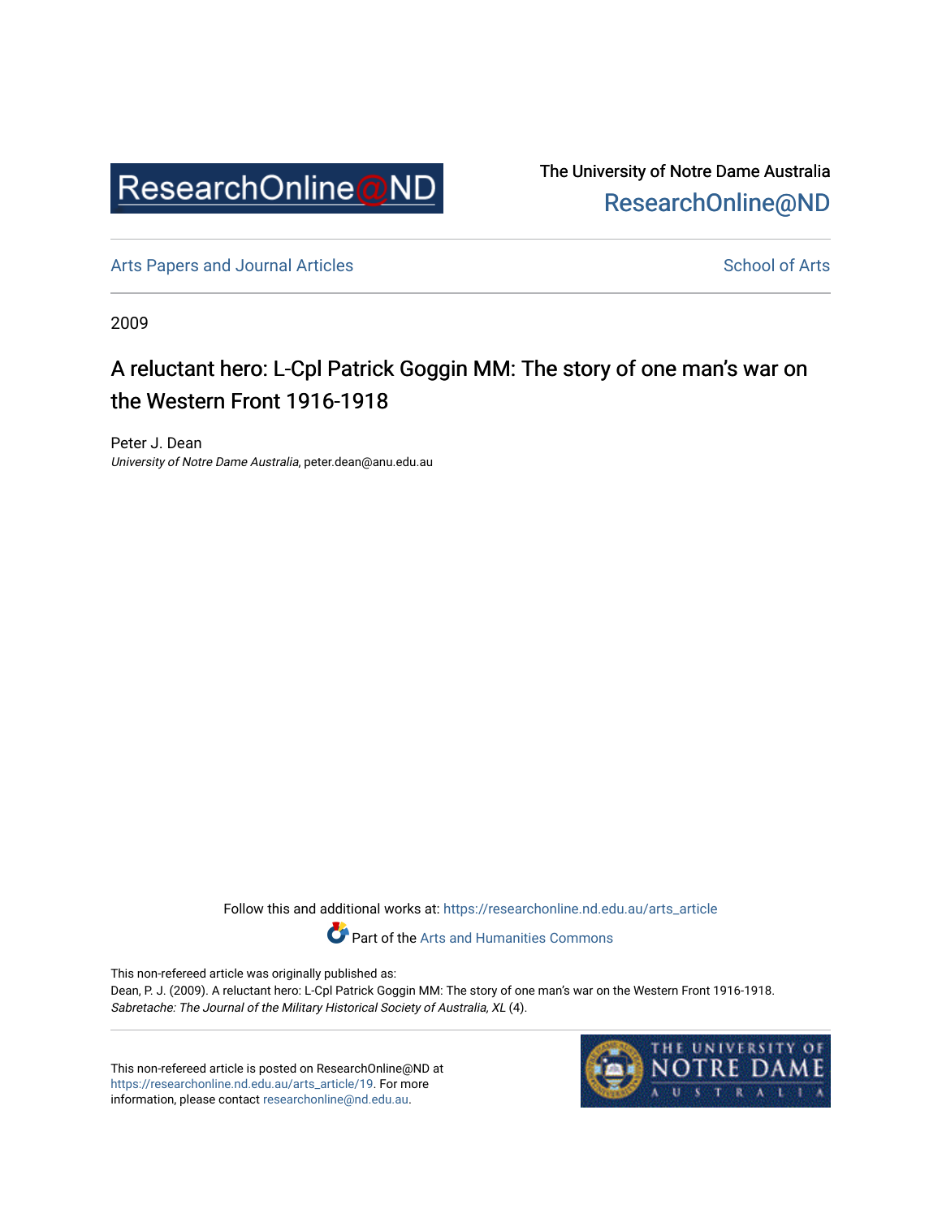ResearchOnline@ND

The University of Notre Dame Australia
ResearchOnline@ND

Arts Papers and Journal Articles | School of Arts

2009

# A reluctant hero: L-Cpl Patrick Goggin MM: The story of one man's war on the Western Front 1916-1918

Peter J. Dean
*University of Notre Dame Australia*, peter.dean@anu.edu.au

Follow this and additional works at: https://researchonline.nd.edu.au/arts_article

Part of the Arts and Humanities Commons

This non-refereed article was originally published as:
Dean, P. J. (2009). A reluctant hero: L-Cpl Patrick Goggin MM: The story of one man's war on the Western Front 1916-1918. *Sabretache: The Journal of the Military Historical Society of Australia, XL* (4).

This non-refereed article is posted on ResearchOnline@ND at https://researchonline.nd.edu.au/arts_article/19. For more information, please contact researchonline@nd.edu.au.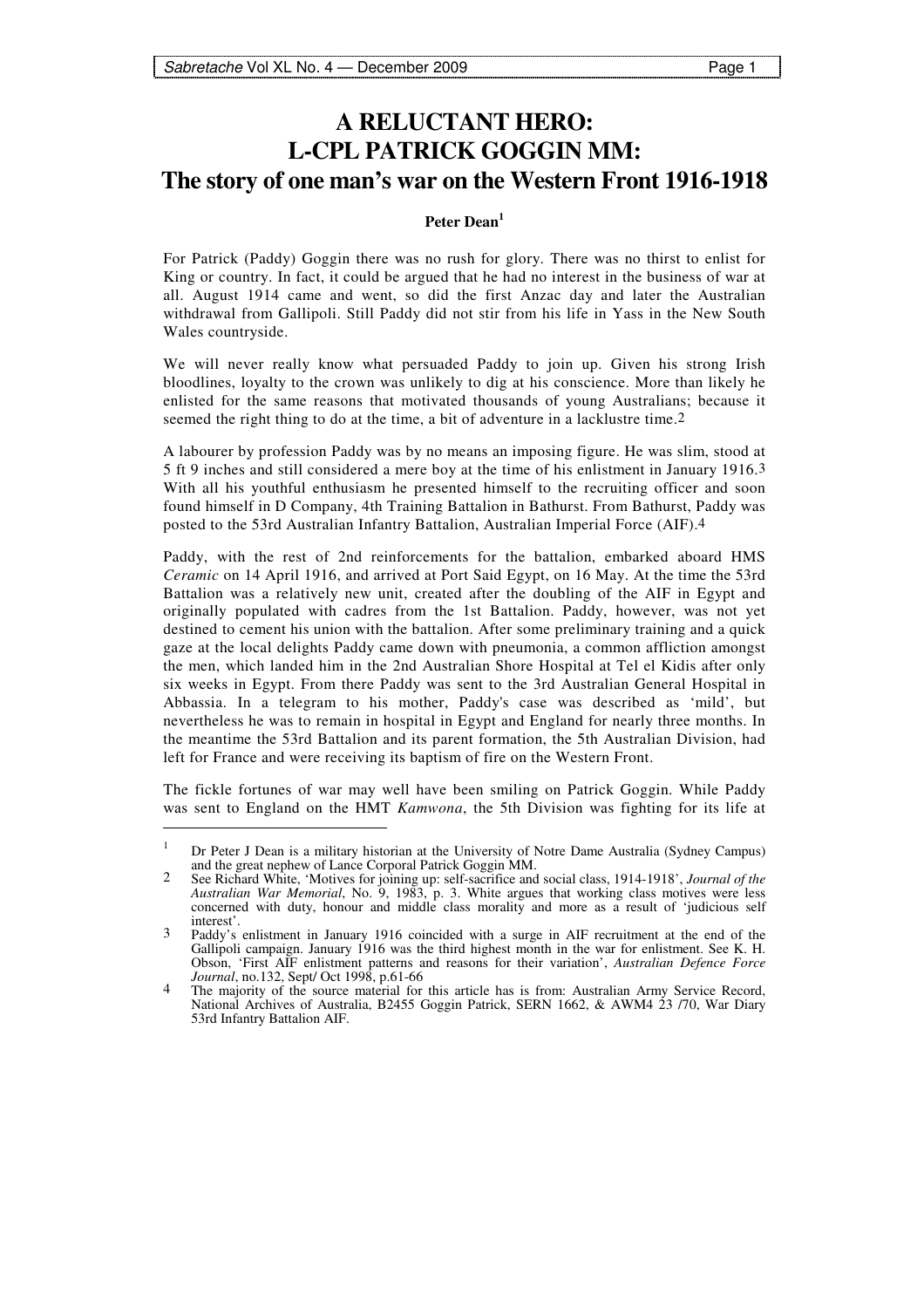# A RELUCTANT HERO: L-CPL PATRICK GOGGIN MM: The story of one man's war on the Western Front 1916-1918

**Peter Dean**[1]

For Patrick (Paddy) Goggin there was no rush for glory. There was no thirst to enlist for King or country. In fact, it could be argued that he had no interest in the business of war at all. August 1914 came and went, so did the first Anzac day and later the Australian withdrawal from Gallipoli. Still Paddy did not stir from his life in Yass in the New South Wales countryside.

We will never really know what persuaded Paddy to join up. Given his strong Irish bloodlines, loyalty to the crown was unlikely to dig at his conscience. More than likely he enlisted for the same reasons that motivated thousands of young Australians; because it seemed the right thing to do at the time, a bit of adventure in a lacklustre time.[2]

A labourer by profession Paddy was by no means an imposing figure. He was slim, stood at 5 ft 9 inches and still considered a mere boy at the time of his enlistment in January 1916.[3] With all his youthful enthusiasm he presented himself to the recruiting officer and soon found himself in D Company, 4th Training Battalion in Bathurst. From Bathurst, Paddy was posted to the 53rd Australian Infantry Battalion, Australian Imperial Force (AIF).[4]

Paddy, with the rest of 2nd reinforcements for the battalion, embarked aboard HMS *Ceramic* on 14 April 1916, and arrived at Port Said Egypt, on 16 May. At the time the 53rd Battalion was a relatively new unit, created after the doubling of the AIF in Egypt and originally populated with cadres from the 1st Battalion. Paddy, however, was not yet destined to cement his union with the battalion. After some preliminary training and a quick gaze at the local delights Paddy came down with pneumonia, a common affliction amongst the men, which landed him in the 2nd Australian Shore Hospital at Tel el Kidis after only six weeks in Egypt. From there Paddy was sent to the 3rd Australian General Hospital in Abbassia. In a telegram to his mother, Paddy's case was described as 'mild', but nevertheless he was to remain in hospital in Egypt and England for nearly three months. In the meantime the 53rd Battalion and its parent formation, the 5th Australian Division, had left for France and were receiving its baptism of fire on the Western Front.

The fickle fortunes of war may well have been smiling on Patrick Goggin. While Paddy was sent to England on the HMT *Kamwona*, the 5th Division was fighting for its life at

---

[1] Dr Peter J Dean is a military historian at the University of Notre Dame Australia (Sydney Campus) and the great nephew of Lance Corporal Patrick Goggin MM.

[2] See Richard White, 'Motives for joining up: self-sacrifice and social class, 1914-1918', *Journal of the Australian War Memorial*, No. 9, 1983, p. 3. White argues that working class motives were less concerned with duty, honour and middle class morality and more as a result of 'judicious self interest'.

[3] Paddy's enlistment in January 1916 coincided with a surge in AIF recruitment at the end of the Gallipoli campaign. January 1916 was the third highest month in the war for enlistment. See K. H. Obson, 'First AIF enlistment patterns and reasons for their variation', *Australian Defence Force Journal*, no.132, Sept/ Oct 1998, p.61-66

[4] The majority of the source material for this article has is from: Australian Army Service Record, National Archives of Australia, B2455 Goggin Patrick, SERN 1662, & AWM4 23 /70, War Diary 53rd Infantry Battalion AIF.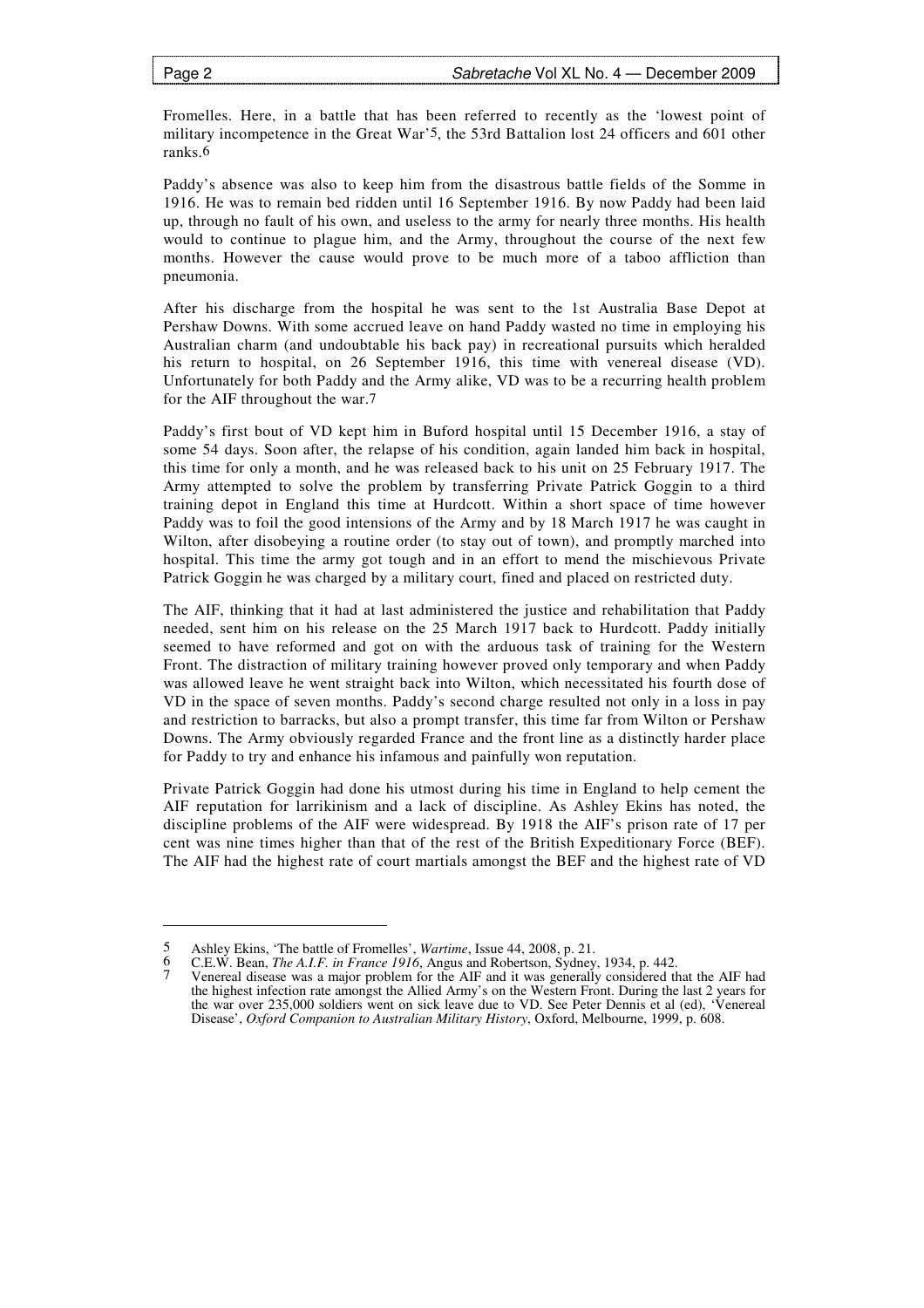Fromelles. Here, in a battle that has been referred to recently as the 'lowest point of military incompetence in the Great War'[5], the 53rd Battalion lost 24 officers and 601 other ranks.[6]

Paddy's absence was also to keep him from the disastrous battle fields of the Somme in 1916. He was to remain bed ridden until 16 September 1916. By now Paddy had been laid up, through no fault of his own, and useless to the army for nearly three months. His health would to continue to plague him, and the Army, throughout the course of the next few months. However the cause would prove to be much more of a taboo affliction than pneumonia.

After his discharge from the hospital he was sent to the 1st Australia Base Depot at Pershaw Downs. With some accrued leave on hand Paddy wasted no time in employing his Australian charm (and undoubtable his back pay) in recreational pursuits which heralded his return to hospital, on 26 September 1916, this time with venereal disease (VD). Unfortunately for both Paddy and the Army alike, VD was to be a recurring health problem for the AIF throughout the war.[7]

Paddy's first bout of VD kept him in Buford hospital until 15 December 1916, a stay of some 54 days. Soon after, the relapse of his condition, again landed him back in hospital, this time for only a month, and he was released back to his unit on 25 February 1917. The Army attempted to solve the problem by transferring Private Patrick Goggin to a third training depot in England this time at Hurdcott. Within a short space of time however Paddy was to foil the good intensions of the Army and by 18 March 1917 he was caught in Wilton, after disobeying a routine order (to stay out of town), and promptly marched into hospital. This time the army got tough and in an effort to mend the mischievous Private Patrick Goggin he was charged by a military court, fined and placed on restricted duty.

The AIF, thinking that it had at last administered the justice and rehabilitation that Paddy needed, sent him on his release on the 25 March 1917 back to Hurdcott. Paddy initially seemed to have reformed and got on with the arduous task of training for the Western Front. The distraction of military training however proved only temporary and when Paddy was allowed leave he went straight back into Wilton, which necessitated his fourth dose of VD in the space of seven months. Paddy's second charge resulted not only in a loss in pay and restriction to barracks, but also a prompt transfer, this time far from Wilton or Pershaw Downs. The Army obviously regarded France and the front line as a distinctly harder place for Paddy to try and enhance his infamous and painfully won reputation.

Private Patrick Goggin had done his utmost during his time in England to help cement the AIF reputation for larrikinism and a lack of discipline. As Ashley Ekins has noted, the discipline problems of the AIF were widespread. By 1918 the AIF's prison rate of 17 per cent was nine times higher than that of the rest of the British Expeditionary Force (BEF). The AIF had the highest rate of court martials amongst the BEF and the highest rate of VD

---

5 Ashley Ekins, 'The battle of Fromelles', *Wartime*, Issue 44, 2008, p. 21.

6 C.E.W. Bean, *The A.I.F. in France 1916*, Angus and Robertson, Sydney, 1934, p. 442.

7 Venereal disease was a major problem for the AIF and it was generally considered that the AIF had the highest infection rate amongst the Allied Army's on the Western Front. During the last 2 years for the war over 235,000 soldiers went on sick leave due to VD. See Peter Dennis et al (ed), 'Venereal Disease', *Oxford Companion to Australian Military History*, Oxford, Melbourne, 1999, p. 608.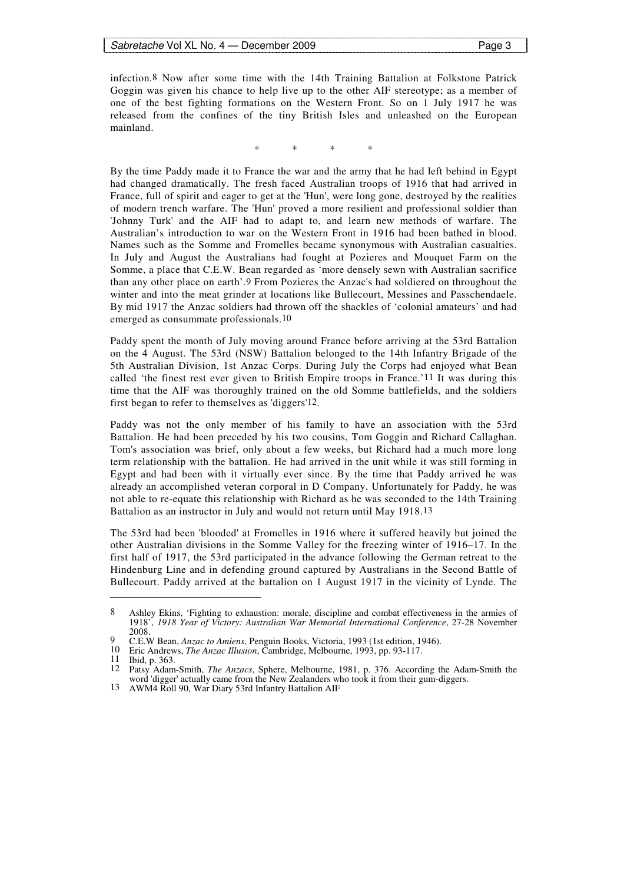infection.[8] Now after some time with the 14th Training Battalion at Folkstone Patrick Goggin was given his chance to help live up to the other AIF stereotype; as a member of one of the best fighting formations on the Western Front. So on 1 July 1917 he was released from the confines of the tiny British Isles and unleashed on the European mainland.

\* \* \* \*

By the time Paddy made it to France the war and the army that he had left behind in Egypt had changed dramatically. The fresh faced Australian troops of 1916 that had arrived in France, full of spirit and eager to get at the 'Hun', were long gone, destroyed by the realities of modern trench warfare. The 'Hun' proved a more resilient and professional soldier than 'Johnny Turk' and the AIF had to adapt to, and learn new methods of warfare. The Australian's introduction to war on the Western Front in 1916 had been bathed in blood. Names such as the Somme and Fromelles became synonymous with Australian casualties. In July and August the Australians had fought at Pozieres and Mouquet Farm on the Somme, a place that C.E.W. Bean regarded as 'more densely sewn with Australian sacrifice than any other place on earth'.[9] From Pozieres the Anzac's had soldiered on throughout the winter and into the meat grinder at locations like Bullecourt, Messines and Passchendaele. By mid 1917 the Anzac soldiers had thrown off the shackles of 'colonial amateurs' and had emerged as consummate professionals.[10]

Paddy spent the month of July moving around France before arriving at the 53rd Battalion on the 4 August. The 53rd (NSW) Battalion belonged to the 14th Infantry Brigade of the 5th Australian Division, 1st Anzac Corps. During July the Corps had enjoyed what Bean called 'the finest rest ever given to British Empire troops in France.'[11] It was during this time that the AIF was thoroughly trained on the old Somme battlefields, and the soldiers first began to refer to themselves as 'diggers'[12].

Paddy was not the only member of his family to have an association with the 53rd Battalion. He had been preceded by his two cousins, Tom Goggin and Richard Callaghan. Tom's association was brief, only about a few weeks, but Richard had a much more long term relationship with the battalion. He had arrived in the unit while it was still forming in Egypt and had been with it virtually ever since. By the time that Paddy arrived he was already an accomplished veteran corporal in D Company. Unfortunately for Paddy, he was not able to re-equate this relationship with Richard as he was seconded to the 14th Training Battalion as an instructor in July and would not return until May 1918.[13]

The 53rd had been 'blooded' at Fromelles in 1916 where it suffered heavily but joined the other Australian divisions in the Somme Valley for the freezing winter of 1916–17. In the first half of 1917, the 53rd participated in the advance following the German retreat to the Hindenburg Line and in defending ground captured by Australians in the Second Battle of Bullecourt. Paddy arrived at the battalion on 1 August 1917 in the vicinity of Lynde. The

---

8 Ashley Ekins, 'Fighting to exhaustion: morale, discipline and combat effectiveness in the armies of 1918', *1918 Year of Victory: Australian War Memorial International Conference*, 27-28 November 2008.

9 C.E.W Bean, *Anzac to Amiens*, Penguin Books, Victoria, 1993 (1st edition, 1946).

10 Eric Andrews, *The Anzac Illusion*, Cambridge, Melbourne, 1993, pp. 93-117.

11 Ibid, p. 363.

12 Patsy Adam-Smith, *The Anzacs*, Sphere, Melbourne, 1981, p. 376. According the Adam-Smith the word 'digger' actually came from the New Zealanders who took it from their gum-diggers.

13 AWM4 Roll 90, War Diary 53rd Infantry Battalion AIF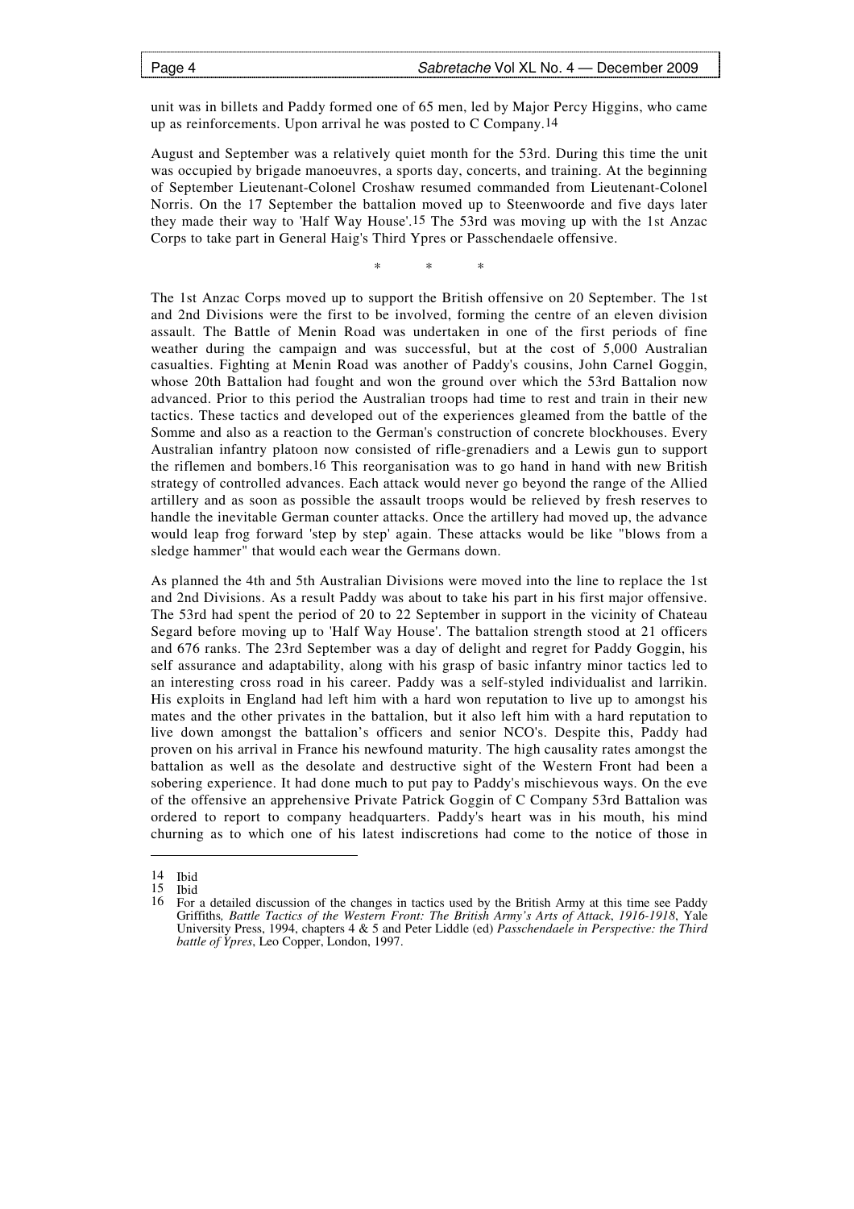unit was in billets and Paddy formed one of 65 men, led by Major Percy Higgins, who came up as reinforcements. Upon arrival he was posted to C Company.[14]

August and September was a relatively quiet month for the 53rd. During this time the unit was occupied by brigade manoeuvres, a sports day, concerts, and training. At the beginning of September Lieutenant-Colonel Croshaw resumed commanded from Lieutenant-Colonel Norris. On the 17 September the battalion moved up to Steenwoorde and five days later they made their way to 'Half Way House'.[15] The 53rd was moving up with the 1st Anzac Corps to take part in General Haig's Third Ypres or Passchendaele offensive.

\* \* \*

The 1st Anzac Corps moved up to support the British offensive on 20 September. The 1st and 2nd Divisions were the first to be involved, forming the centre of an eleven division assault. The Battle of Menin Road was undertaken in one of the first periods of fine weather during the campaign and was successful, but at the cost of 5,000 Australian casualties. Fighting at Menin Road was another of Paddy's cousins, John Carnel Goggin, whose 20th Battalion had fought and won the ground over which the 53rd Battalion now advanced. Prior to this period the Australian troops had time to rest and train in their new tactics. These tactics and developed out of the experiences gleamed from the battle of the Somme and also as a reaction to the German's construction of concrete blockhouses. Every Australian infantry platoon now consisted of rifle-grenadiers and a Lewis gun to support the riflemen and bombers.[16] This reorganisation was to go hand in hand with new British strategy of controlled advances. Each attack would never go beyond the range of the Allied artillery and as soon as possible the assault troops would be relieved by fresh reserves to handle the inevitable German counter attacks. Once the artillery had moved up, the advance would leap frog forward 'step by step' again. These attacks would be like "blows from a sledge hammer" that would each wear the Germans down.

As planned the 4th and 5th Australian Divisions were moved into the line to replace the 1st and 2nd Divisions. As a result Paddy was about to take his part in his first major offensive. The 53rd had spent the period of 20 to 22 September in support in the vicinity of Chateau Segard before moving up to 'Half Way House'. The battalion strength stood at 21 officers and 676 ranks. The 23rd September was a day of delight and regret for Paddy Goggin, his self assurance and adaptability, along with his grasp of basic infantry minor tactics led to an interesting cross road in his career. Paddy was a self-styled individualist and larrikin. His exploits in England had left him with a hard won reputation to live up to amongst his mates and the other privates in the battalion, but it also left him with a hard reputation to live down amongst the battalion's officers and senior NCO's. Despite this, Paddy had proven on his arrival in France his newfound maturity. The high causality rates amongst the battalion as well as the desolate and destructive sight of the Western Front had been a sobering experience. It had done much to put pay to Paddy's mischievous ways. On the eve of the offensive an apprehensive Private Patrick Goggin of C Company 53rd Battalion was ordered to report to company headquarters. Paddy's heart was in his mouth, his mind churning as to which one of his latest indiscretions had come to the notice of those in

---

14 Ibid

15 Ibid

16 For a detailed discussion of the changes in tactics used by the British Army at this time see Paddy Griffiths, *Battle Tactics of the Western Front: The British Army's Arts of Attack, 1916-1918*, Yale University Press, 1994, chapters 4 & 5 and Peter Liddle (ed) *Passchendaele in Perspective: the Third battle of Ypres*, Leo Copper, London, 1997.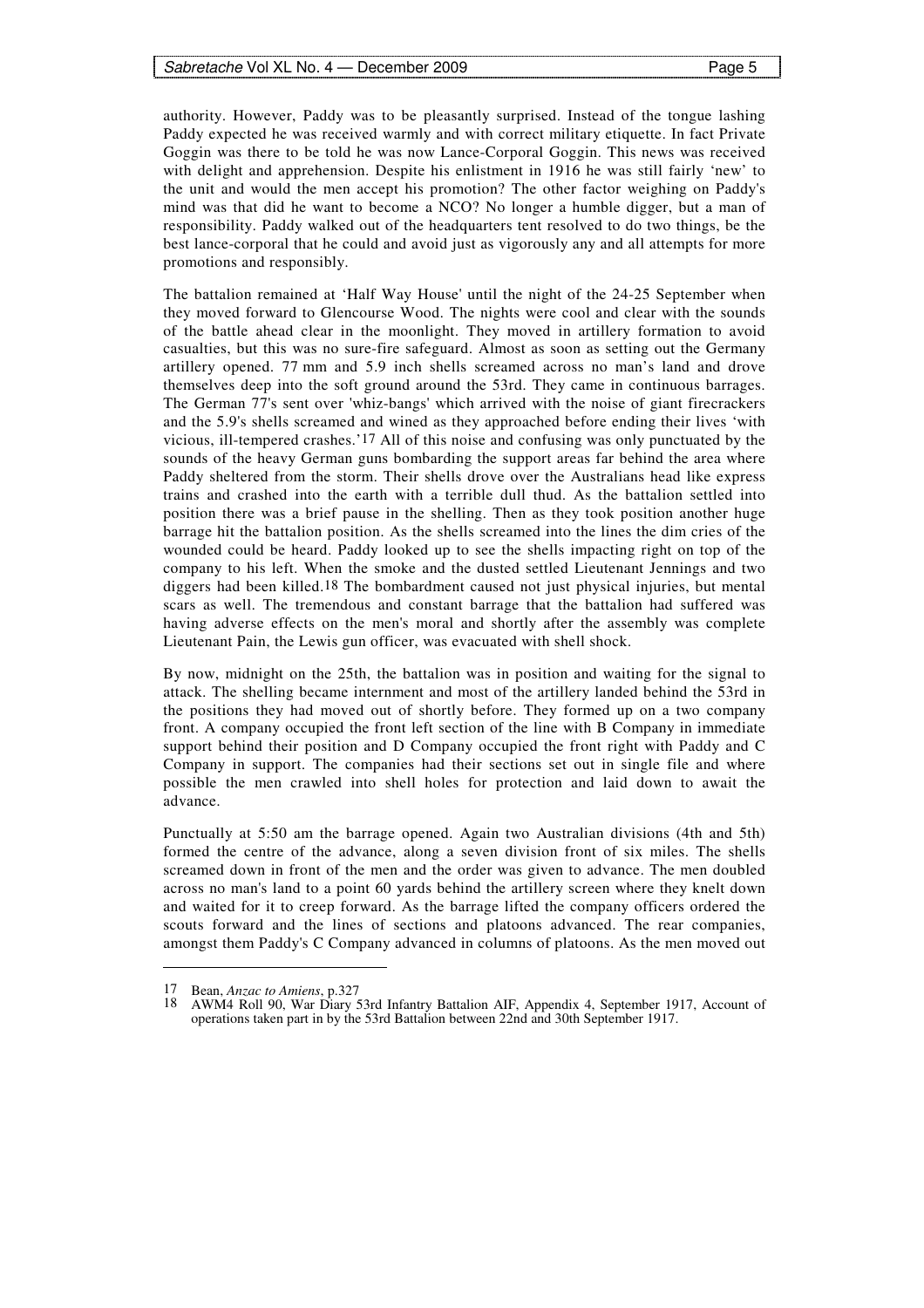authority. However, Paddy was to be pleasantly surprised. Instead of the tongue lashing Paddy expected he was received warmly and with correct military etiquette. In fact Private Goggin was there to be told he was now Lance-Corporal Goggin. This news was received with delight and apprehension. Despite his enlistment in 1916 he was still fairly 'new' to the unit and would the men accept his promotion? The other factor weighing on Paddy's mind was that did he want to become a NCO? No longer a humble digger, but a man of responsibility. Paddy walked out of the headquarters tent resolved to do two things, be the best lance-corporal that he could and avoid just as vigorously any and all attempts for more promotions and responsibly.

The battalion remained at 'Half Way House' until the night of the 24-25 September when they moved forward to Glencourse Wood. The nights were cool and clear with the sounds of the battle ahead clear in the moonlight. They moved in artillery formation to avoid casualties, but this was no sure-fire safeguard. Almost as soon as setting out the Germany artillery opened. 77 mm and 5.9 inch shells screamed across no man's land and drove themselves deep into the soft ground around the 53rd. They came in continuous barrages. The German 77's sent over 'whiz-bangs' which arrived with the noise of giant firecrackers and the 5.9's shells screamed and wined as they approached before ending their lives 'with vicious, ill-tempered crashes.'[17] All of this noise and confusing was only punctuated by the sounds of the heavy German guns bombarding the support areas far behind the area where Paddy sheltered from the storm. Their shells drove over the Australians head like express trains and crashed into the earth with a terrible dull thud. As the battalion settled into position there was a brief pause in the shelling. Then as they took position another huge barrage hit the battalion position. As the shells screamed into the lines the dim cries of the wounded could be heard. Paddy looked up to see the shells impacting right on top of the company to his left. When the smoke and the dusted settled Lieutenant Jennings and two diggers had been killed.[18] The bombardment caused not just physical injuries, but mental scars as well. The tremendous and constant barrage that the battalion had suffered was having adverse effects on the men's moral and shortly after the assembly was complete Lieutenant Pain, the Lewis gun officer, was evacuated with shell shock.

By now, midnight on the 25th, the battalion was in position and waiting for the signal to attack. The shelling became internment and most of the artillery landed behind the 53rd in the positions they had moved out of shortly before. They formed up on a two company front. A company occupied the front left section of the line with B Company in immediate support behind their position and D Company occupied the front right with Paddy and C Company in support. The companies had their sections set out in single file and where possible the men crawled into shell holes for protection and laid down to await the advance.

Punctually at 5:50 am the barrage opened. Again two Australian divisions (4th and 5th) formed the centre of the advance, along a seven division front of six miles. The shells screamed down in front of the men and the order was given to advance. The men doubled across no man's land to a point 60 yards behind the artillery screen where they knelt down and waited for it to creep forward. As the barrage lifted the company officers ordered the scouts forward and the lines of sections and platoons advanced. The rear companies, amongst them Paddy's C Company advanced in columns of platoons. As the men moved out

---

17 Bean, *Anzac to Amiens*, p.327

18 AWM4 Roll 90, War Diary 53rd Infantry Battalion AIF, Appendix 4, September 1917, Account of operations taken part in by the 53rd Battalion between 22nd and 30th September 1917.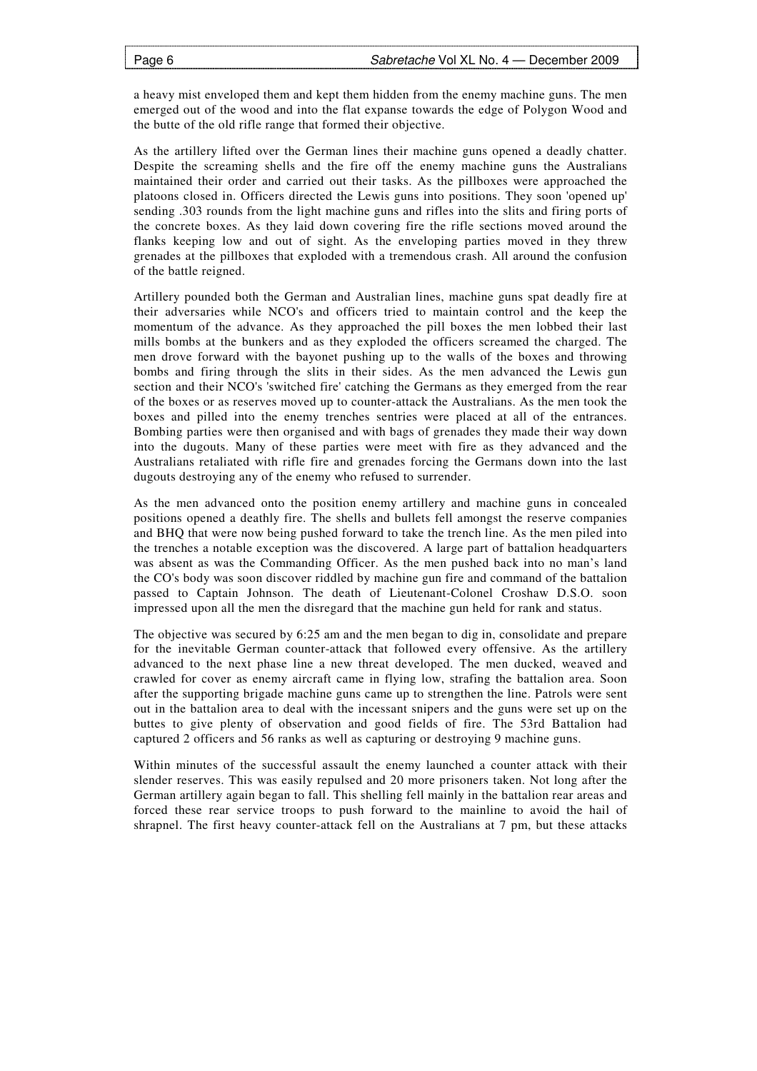a heavy mist enveloped them and kept them hidden from the enemy machine guns. The men emerged out of the wood and into the flat expanse towards the edge of Polygon Wood and the butte of the old rifle range that formed their objective.

As the artillery lifted over the German lines their machine guns opened a deadly chatter. Despite the screaming shells and the fire off the enemy machine guns the Australians maintained their order and carried out their tasks. As the pillboxes were approached the platoons closed in. Officers directed the Lewis guns into positions. They soon 'opened up' sending .303 rounds from the light machine guns and rifles into the slits and firing ports of the concrete boxes. As they laid down covering fire the rifle sections moved around the flanks keeping low and out of sight. As the enveloping parties moved in they threw grenades at the pillboxes that exploded with a tremendous crash. All around the confusion of the battle reigned.

Artillery pounded both the German and Australian lines, machine guns spat deadly fire at their adversaries while NCO's and officers tried to maintain control and the keep the momentum of the advance. As they approached the pill boxes the men lobbed their last mills bombs at the bunkers and as they exploded the officers screamed the charged. The men drove forward with the bayonet pushing up to the walls of the boxes and throwing bombs and firing through the slits in their sides. As the men advanced the Lewis gun section and their NCO's 'switched fire' catching the Germans as they emerged from the rear of the boxes or as reserves moved up to counter-attack the Australians. As the men took the boxes and pilled into the enemy trenches sentries were placed at all of the entrances. Bombing parties were then organised and with bags of grenades they made their way down into the dugouts. Many of these parties were meet with fire as they advanced and the Australians retaliated with rifle fire and grenades forcing the Germans down into the last dugouts destroying any of the enemy who refused to surrender.

As the men advanced onto the position enemy artillery and machine guns in concealed positions opened a deathly fire. The shells and bullets fell amongst the reserve companies and BHQ that were now being pushed forward to take the trench line. As the men piled into the trenches a notable exception was the discovered. A large part of battalion headquarters was absent as was the Commanding Officer. As the men pushed back into no man's land the CO's body was soon discover riddled by machine gun fire and command of the battalion passed to Captain Johnson. The death of Lieutenant-Colonel Croshaw D.S.O. soon impressed upon all the men the disregard that the machine gun held for rank and status.

The objective was secured by 6:25 am and the men began to dig in, consolidate and prepare for the inevitable German counter-attack that followed every offensive. As the artillery advanced to the next phase line a new threat developed. The men ducked, weaved and crawled for cover as enemy aircraft came in flying low, strafing the battalion area. Soon after the supporting brigade machine guns came up to strengthen the line. Patrols were sent out in the battalion area to deal with the incessant snipers and the guns were set up on the buttes to give plenty of observation and good fields of fire. The 53rd Battalion had captured 2 officers and 56 ranks as well as capturing or destroying 9 machine guns.

Within minutes of the successful assault the enemy launched a counter attack with their slender reserves. This was easily repulsed and 20 more prisoners taken. Not long after the German artillery again began to fall. This shelling fell mainly in the battalion rear areas and forced these rear service troops to push forward to the mainline to avoid the hail of shrapnel. The first heavy counter-attack fell on the Australians at 7 pm, but these attacks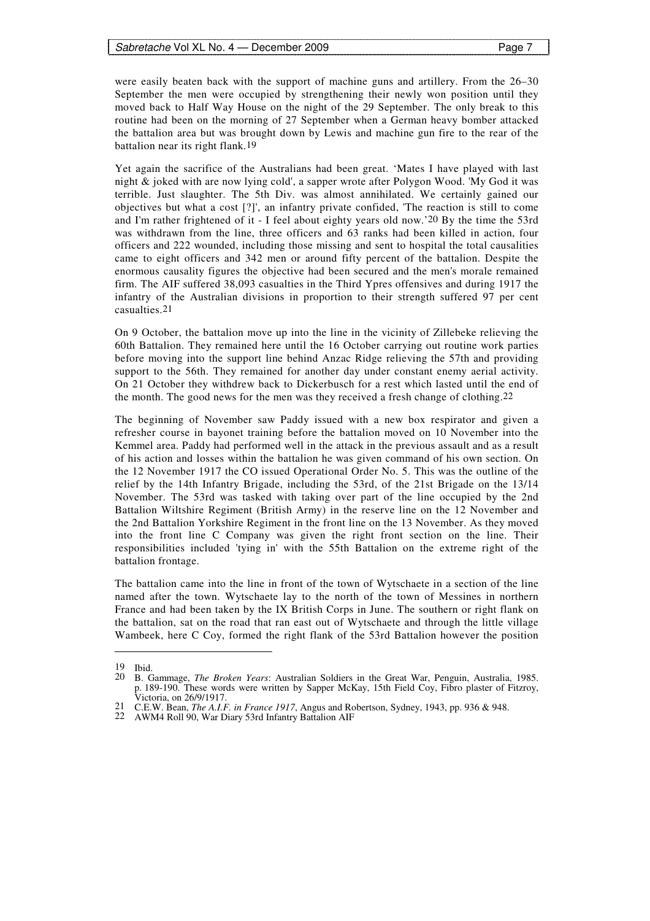were easily beaten back with the support of machine guns and artillery. From the 26–30 September the men were occupied by strengthening their newly won position until they moved back to Half Way House on the night of the 29 September. The only break to this routine had been on the morning of 27 September when a German heavy bomber attacked the battalion area but was brought down by Lewis and machine gun fire to the rear of the battalion near its right flank.[19]

Yet again the sacrifice of the Australians had been great. 'Mates I have played with last night & joked with are now lying cold', a sapper wrote after Polygon Wood. 'My God it was terrible. Just slaughter. The 5th Div. was almost annihilated. We certainly gained our objectives but what a cost [?]', an infantry private confided, 'The reaction is still to come and I'm rather frightened of it - I feel about eighty years old now.'[20] By the time the 53rd was withdrawn from the line, three officers and 63 ranks had been killed in action, four officers and 222 wounded, including those missing and sent to hospital the total causalities came to eight officers and 342 men or around fifty percent of the battalion. Despite the enormous causality figures the objective had been secured and the men's morale remained firm. The AIF suffered 38,093 casualties in the Third Ypres offensives and during 1917 the infantry of the Australian divisions in proportion to their strength suffered 97 per cent casualties.[21]

On 9 October, the battalion move up into the line in the vicinity of Zillebeke relieving the 60th Battalion. They remained here until the 16 October carrying out routine work parties before moving into the support line behind Anzac Ridge relieving the 57th and providing support to the 56th. They remained for another day under constant enemy aerial activity. On 21 October they withdrew back to Dickerbusch for a rest which lasted until the end of the month. The good news for the men was they received a fresh change of clothing.[22]

The beginning of November saw Paddy issued with a new box respirator and given a refresher course in bayonet training before the battalion moved on 10 November into the Kemmel area. Paddy had performed well in the attack in the previous assault and as a result of his action and losses within the battalion he was given command of his own section. On the 12 November 1917 the CO issued Operational Order No. 5. This was the outline of the relief by the 14th Infantry Brigade, including the 53rd, of the 21st Brigade on the 13/14 November. The 53rd was tasked with taking over part of the line occupied by the 2nd Battalion Wiltshire Regiment (British Army) in the reserve line on the 12 November and the 2nd Battalion Yorkshire Regiment in the front line on the 13 November. As they moved into the front line C Company was given the right front section on the line. Their responsibilities included 'tying in' with the 55th Battalion on the extreme right of the battalion frontage.

The battalion came into the line in front of the town of Wytschaete in a section of the line named after the town. Wytschaete lay to the north of the town of Messines in northern France and had been taken by the IX British Corps in June. The southern or right flank on the battalion, sat on the road that ran east out of Wytschaete and through the little village Wambeek, here C Coy, formed the right flank of the 53rd Battalion however the position

---

19 Ibid.

20 B. Gammage, *The Broken Years*: Australian Soldiers in the Great War, Penguin, Australia, 1985. p. 189-190. These words were written by Sapper McKay, 15th Field Coy, Fibro plaster of Fitzroy, Victoria, on 26/9/1917.

21 C.E.W. Bean, *The A.I.F. in France 1917*, Angus and Robertson, Sydney, 1943, pp. 936 & 948.

22 AWM4 Roll 90, War Diary 53rd Infantry Battalion AIF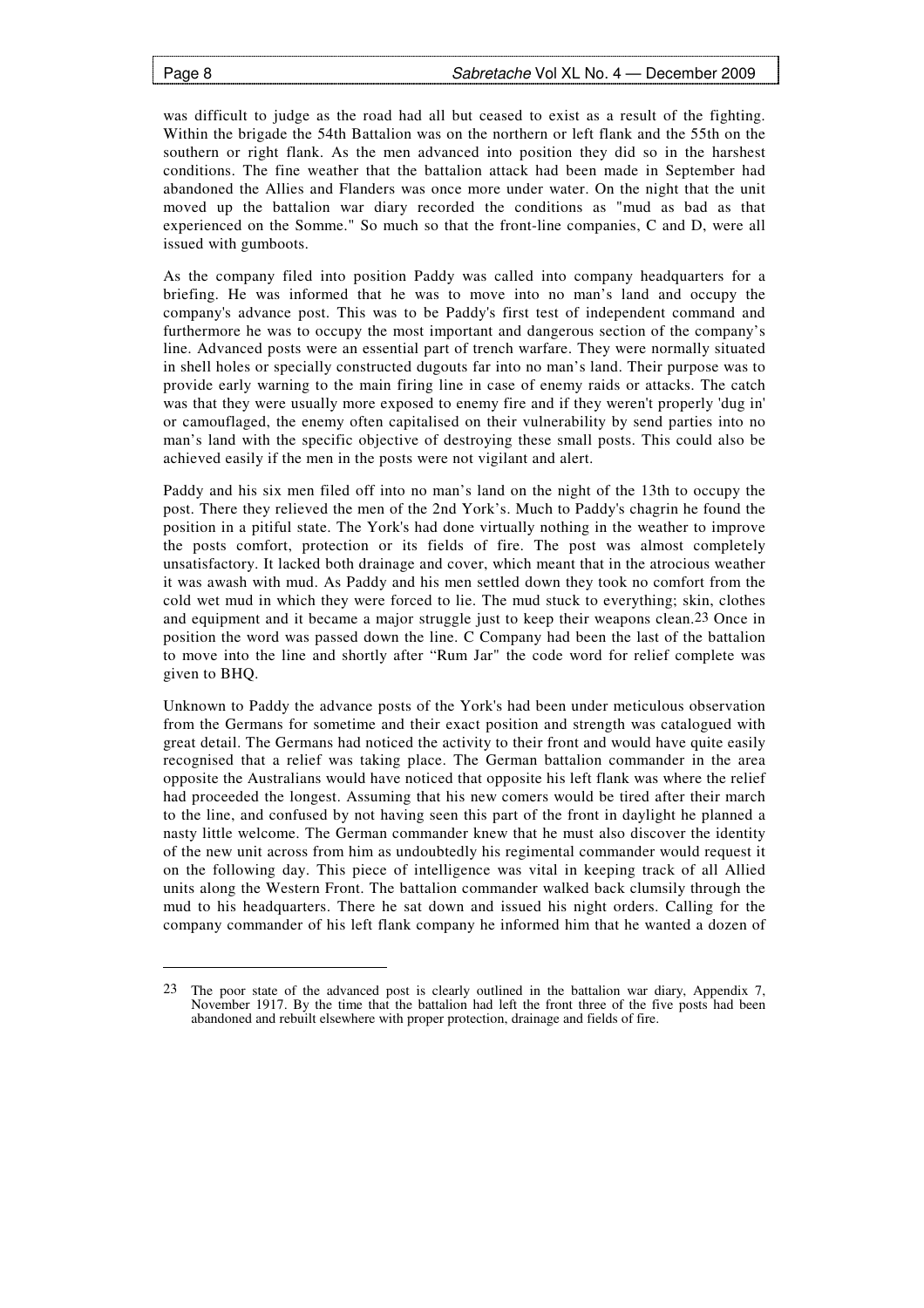was difficult to judge as the road had all but ceased to exist as a result of the fighting. Within the brigade the 54th Battalion was on the northern or left flank and the 55th on the southern or right flank. As the men advanced into position they did so in the harshest conditions. The fine weather that the battalion attack had been made in September had abandoned the Allies and Flanders was once more under water. On the night that the unit moved up the battalion war diary recorded the conditions as "mud as bad as that experienced on the Somme." So much so that the front-line companies, C and D, were all issued with gumboots.

As the company filed into position Paddy was called into company headquarters for a briefing. He was informed that he was to move into no man's land and occupy the company's advance post. This was to be Paddy's first test of independent command and furthermore he was to occupy the most important and dangerous section of the company's line. Advanced posts were an essential part of trench warfare. They were normally situated in shell holes or specially constructed dugouts far into no man's land. Their purpose was to provide early warning to the main firing line in case of enemy raids or attacks. The catch was that they were usually more exposed to enemy fire and if they weren't properly 'dug in' or camouflaged, the enemy often capitalised on their vulnerability by send parties into no man's land with the specific objective of destroying these small posts. This could also be achieved easily if the men in the posts were not vigilant and alert.

Paddy and his six men filed off into no man's land on the night of the 13th to occupy the post. There they relieved the men of the 2nd York's. Much to Paddy's chagrin he found the position in a pitiful state. The York's had done virtually nothing in the weather to improve the posts comfort, protection or its fields of fire. The post was almost completely unsatisfactory. It lacked both drainage and cover, which meant that in the atrocious weather it was awash with mud. As Paddy and his men settled down they took no comfort from the cold wet mud in which they were forced to lie. The mud stuck to everything; skin, clothes and equipment and it became a major struggle just to keep their weapons clean.[23] Once in position the word was passed down the line. C Company had been the last of the battalion to move into the line and shortly after "Rum Jar" the code word for relief complete was given to BHQ.

Unknown to Paddy the advance posts of the York's had been under meticulous observation from the Germans for sometime and their exact position and strength was catalogued with great detail. The Germans had noticed the activity to their front and would have quite easily recognised that a relief was taking place. The German battalion commander in the area opposite the Australians would have noticed that opposite his left flank was where the relief had proceeded the longest. Assuming that his new comers would be tired after their march to the line, and confused by not having seen this part of the front in daylight he planned a nasty little welcome. The German commander knew that he must also discover the identity of the new unit across from him as undoubtedly his regimental commander would request it on the following day. This piece of intelligence was vital in keeping track of all Allied units along the Western Front. The battalion commander walked back clumsily through the mud to his headquarters. There he sat down and issued his night orders. Calling for the company commander of his left flank company he informed him that he wanted a dozen of

---

23 The poor state of the advanced post is clearly outlined in the battalion war diary, Appendix 7, November 1917. By the time that the battalion had left the front three of the five posts had been abandoned and rebuilt elsewhere with proper protection, drainage and fields of fire.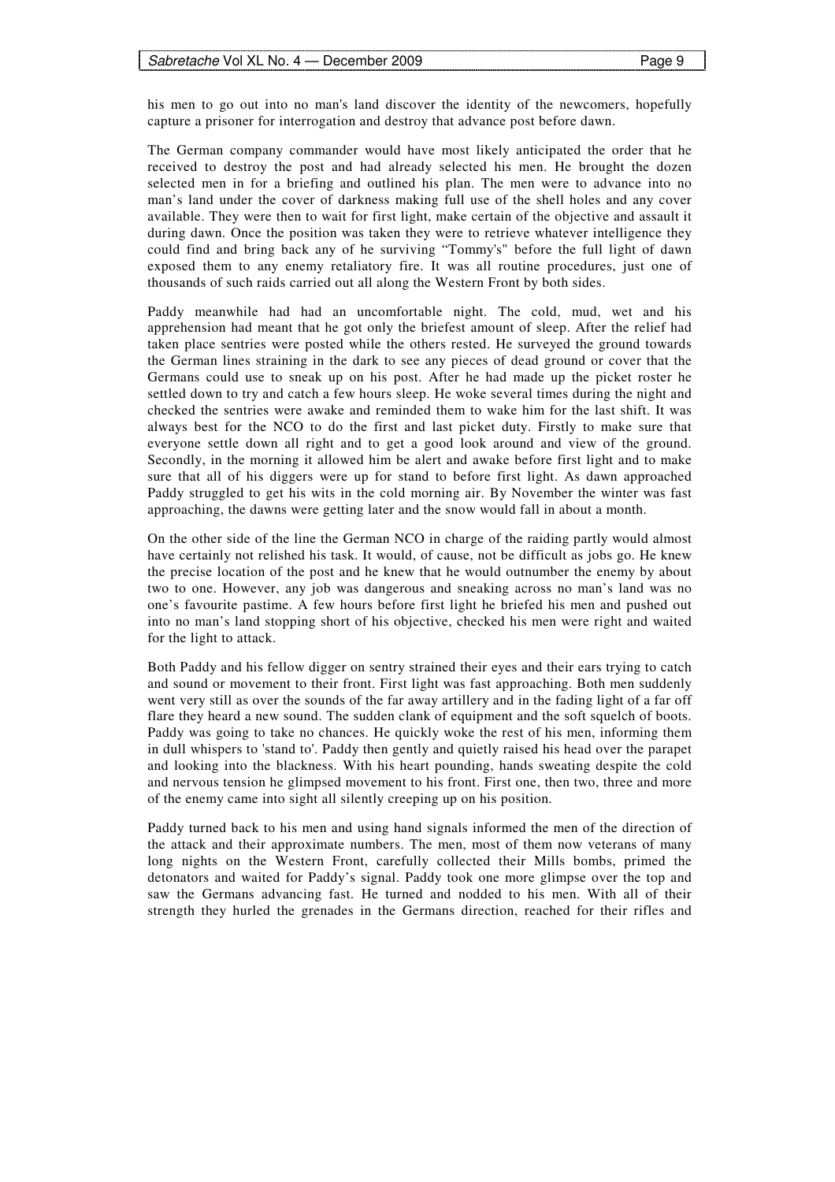his men to go out into no man's land discover the identity of the newcomers, hopefully capture a prisoner for interrogation and destroy that advance post before dawn.

The German company commander would have most likely anticipated the order that he received to destroy the post and had already selected his men. He brought the dozen selected men in for a briefing and outlined his plan. The men were to advance into no man's land under the cover of darkness making full use of the shell holes and any cover available. They were then to wait for first light, make certain of the objective and assault it during dawn. Once the position was taken they were to retrieve whatever intelligence they could find and bring back any of he surviving "Tommy's" before the full light of dawn exposed them to any enemy retaliatory fire. It was all routine procedures, just one of thousands of such raids carried out all along the Western Front by both sides.

Paddy meanwhile had had an uncomfortable night. The cold, mud, wet and his apprehension had meant that he got only the briefest amount of sleep. After the relief had taken place sentries were posted while the others rested. He surveyed the ground towards the German lines straining in the dark to see any pieces of dead ground or cover that the Germans could use to sneak up on his post. After he had made up the picket roster he settled down to try and catch a few hours sleep. He woke several times during the night and checked the sentries were awake and reminded them to wake him for the last shift. It was always best for the NCO to do the first and last picket duty. Firstly to make sure that everyone settle down all right and to get a good look around and view of the ground. Secondly, in the morning it allowed him be alert and awake before first light and to make sure that all of his diggers were up for stand to before first light. As dawn approached Paddy struggled to get his wits in the cold morning air. By November the winter was fast approaching, the dawns were getting later and the snow would fall in about a month.

On the other side of the line the German NCO in charge of the raiding partly would almost have certainly not relished his task. It would, of cause, not be difficult as jobs go. He knew the precise location of the post and he knew that he would outnumber the enemy by about two to one. However, any job was dangerous and sneaking across no man's land was no one's favourite pastime. A few hours before first light he briefed his men and pushed out into no man's land stopping short of his objective, checked his men were right and waited for the light to attack.

Both Paddy and his fellow digger on sentry strained their eyes and their ears trying to catch and sound or movement to their front. First light was fast approaching. Both men suddenly went very still as over the sounds of the far away artillery and in the fading light of a far off flare they heard a new sound. The sudden clank of equipment and the soft squelch of boots. Paddy was going to take no chances. He quickly woke the rest of his men, informing them in dull whispers to 'stand to'. Paddy then gently and quietly raised his head over the parapet and looking into the blackness. With his heart pounding, hands sweating despite the cold and nervous tension he glimpsed movement to his front. First one, then two, three and more of the enemy came into sight all silently creeping up on his position.

Paddy turned back to his men and using hand signals informed the men of the direction of the attack and their approximate numbers. The men, most of them now veterans of many long nights on the Western Front, carefully collected their Mills bombs, primed the detonators and waited for Paddy's signal. Paddy took one more glimpse over the top and saw the Germans advancing fast. He turned and nodded to his men. With all of their strength they hurled the grenades in the Germans direction, reached for their rifles and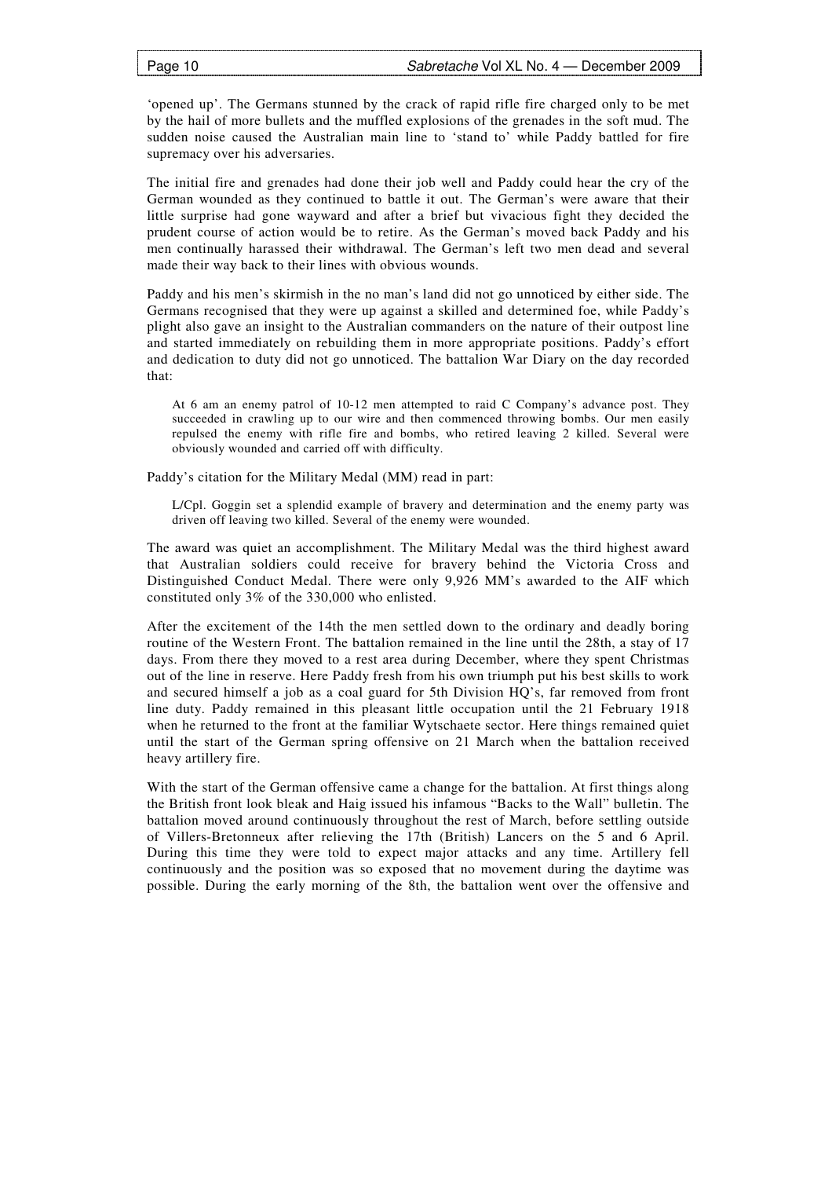'opened up'. The Germans stunned by the crack of rapid rifle fire charged only to be met by the hail of more bullets and the muffled explosions of the grenades in the soft mud. The sudden noise caused the Australian main line to 'stand to' while Paddy battled for fire supremacy over his adversaries.

The initial fire and grenades had done their job well and Paddy could hear the cry of the German wounded as they continued to battle it out. The German's were aware that their little surprise had gone wayward and after a brief but vivacious fight they decided the prudent course of action would be to retire. As the German's moved back Paddy and his men continually harassed their withdrawal. The German's left two men dead and several made their way back to their lines with obvious wounds.

Paddy and his men's skirmish in the no man's land did not go unnoticed by either side. The Germans recognised that they were up against a skilled and determined foe, while Paddy's plight also gave an insight to the Australian commanders on the nature of their outpost line and started immediately on rebuilding them in more appropriate positions. Paddy's effort and dedication to duty did not go unnoticed. The battalion War Diary on the day recorded that:

> At 6 am an enemy patrol of 10-12 men attempted to raid C Company's advance post. They succeeded in crawling up to our wire and then commenced throwing bombs. Our men easily repulsed the enemy with rifle fire and bombs, who retired leaving 2 killed. Several were obviously wounded and carried off with difficulty.

Paddy's citation for the Military Medal (MM) read in part:

> L/Cpl. Goggin set a splendid example of bravery and determination and the enemy party was driven off leaving two killed. Several of the enemy were wounded.

The award was quiet an accomplishment. The Military Medal was the third highest award that Australian soldiers could receive for bravery behind the Victoria Cross and Distinguished Conduct Medal. There were only 9,926 MM's awarded to the AIF which constituted only 3% of the 330,000 who enlisted.

After the excitement of the 14th the men settled down to the ordinary and deadly boring routine of the Western Front. The battalion remained in the line until the 28th, a stay of 17 days. From there they moved to a rest area during December, where they spent Christmas out of the line in reserve. Here Paddy fresh from his own triumph put his best skills to work and secured himself a job as a coal guard for 5th Division HQ's, far removed from front line duty. Paddy remained in this pleasant little occupation until the 21 February 1918 when he returned to the front at the familiar Wytschaete sector. Here things remained quiet until the start of the German spring offensive on 21 March when the battalion received heavy artillery fire.

With the start of the German offensive came a change for the battalion. At first things along the British front look bleak and Haig issued his infamous "Backs to the Wall" bulletin. The battalion moved around continuously throughout the rest of March, before settling outside of Villers-Bretonneux after relieving the 17th (British) Lancers on the 5 and 6 April. During this time they were told to expect major attacks and any time. Artillery fell continuously and the position was so exposed that no movement during the daytime was possible. During the early morning of the 8th, the battalion went over the offensive and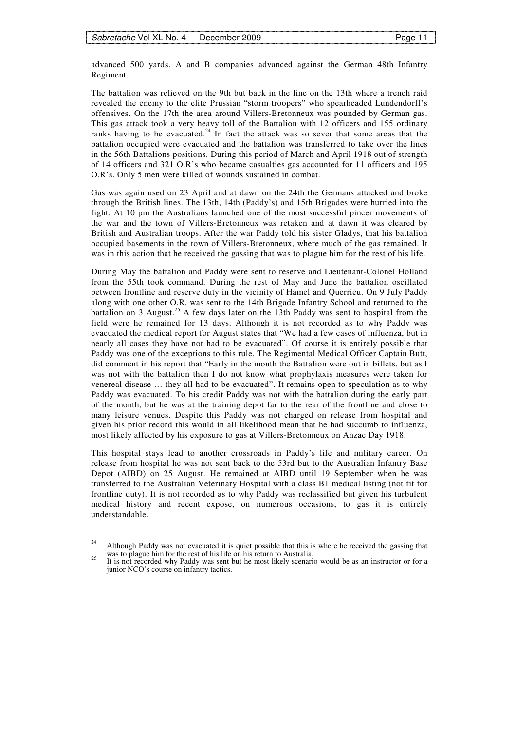advanced 500 yards. A and B companies advanced against the German 48th Infantry Regiment.

The battalion was relieved on the 9th but back in the line on the 13th where a trench raid revealed the enemy to the elite Prussian "storm troopers" who spearheaded Lundendorff's offensives. On the 17th the area around Villers-Bretonneux was pounded by German gas. This gas attack took a very heavy toll of the Battalion with 12 officers and 155 ordinary ranks having to be evacuated.[24] In fact the attack was so sever that some areas that the battalion occupied were evacuated and the battalion was transferred to take over the lines in the 56th Battalions positions. During this period of March and April 1918 out of strength of 14 officers and 321 O.R's who became casualties gas accounted for 11 officers and 195 O.R's. Only 5 men were killed of wounds sustained in combat.

Gas was again used on 23 April and at dawn on the 24th the Germans attacked and broke through the British lines. The 13th, 14th (Paddy's) and 15th Brigades were hurried into the fight. At 10 pm the Australians launched one of the most successful pincer movements of the war and the town of Villers-Bretonneux was retaken and at dawn it was cleared by British and Australian troops. After the war Paddy told his sister Gladys, that his battalion occupied basements in the town of Villers-Bretonneux, where much of the gas remained. It was in this action that he received the gassing that was to plague him for the rest of his life.

During May the battalion and Paddy were sent to reserve and Lieutenant-Colonel Holland from the 55th took command. During the rest of May and June the battalion oscillated between frontline and reserve duty in the vicinity of Hamel and Querrieu. On 9 July Paddy along with one other O.R. was sent to the 14th Brigade Infantry School and returned to the battalion on 3 August.[25] A few days later on the 13th Paddy was sent to hospital from the field were he remained for 13 days. Although it is not recorded as to why Paddy was evacuated the medical report for August states that "We had a few cases of influenza, but in nearly all cases they have not had to be evacuated". Of course it is entirely possible that Paddy was one of the exceptions to this rule. The Regimental Medical Officer Captain Butt, did comment in his report that "Early in the month the Battalion were out in billets, but as I was not with the battalion then I do not know what prophylaxis measures were taken for venereal disease … they all had to be evacuated". It remains open to speculation as to why Paddy was evacuated. To his credit Paddy was not with the battalion during the early part of the month, but he was at the training depot far to the rear of the frontline and close to many leisure venues. Despite this Paddy was not charged on release from hospital and given his prior record this would in all likelihood mean that he had succumb to influenza, most likely affected by his exposure to gas at Villers-Bretonneux on Anzac Day 1918.

This hospital stays lead to another crossroads in Paddy's life and military career. On release from hospital he was not sent back to the 53rd but to the Australian Infantry Base Depot (AIBD) on 25 August. He remained at AIBD until 19 September when he was transferred to the Australian Veterinary Hospital with a class B1 medical listing (not fit for frontline duty). It is not recorded as to why Paddy was reclassified but given his turbulent medical history and recent expose, on numerous occasions, to gas it is entirely understandable.

---

[24] Although Paddy was not evacuated it is quiet possible that this is where he received the gassing that was to plague him for the rest of his life on his return to Australia.

[25] It is not recorded why Paddy was sent but he most likely scenario would be as an instructor or for a junior NCO's course on infantry tactics.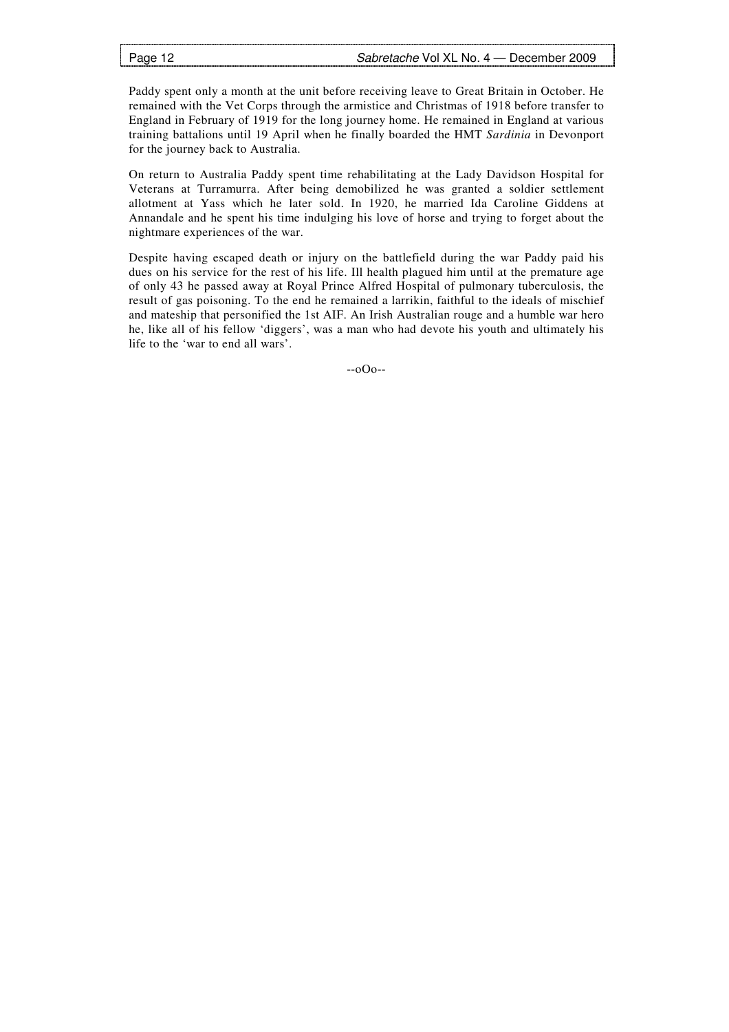Paddy spent only a month at the unit before receiving leave to Great Britain in October. He remained with the Vet Corps through the armistice and Christmas of 1918 before transfer to England in February of 1919 for the long journey home. He remained in England at various training battalions until 19 April when he finally boarded the HMT *Sardinia* in Devonport for the journey back to Australia.

On return to Australia Paddy spent time rehabilitating at the Lady Davidson Hospital for Veterans at Turramurra. After being demobilized he was granted a soldier settlement allotment at Yass which he later sold. In 1920, he married Ida Caroline Giddens at Annandale and he spent his time indulging his love of horse and trying to forget about the nightmare experiences of the war.

Despite having escaped death or injury on the battlefield during the war Paddy paid his dues on his service for the rest of his life. Ill health plagued him until at the premature age of only 43 he passed away at Royal Prince Alfred Hospital of pulmonary tuberculosis, the result of gas poisoning. To the end he remained a larrikin, faithful to the ideals of mischief and mateship that personified the 1st AIF. An Irish Australian rouge and a humble war hero he, like all of his fellow 'diggers', was a man who had devote his youth and ultimately his life to the 'war to end all wars'.

--oOo--